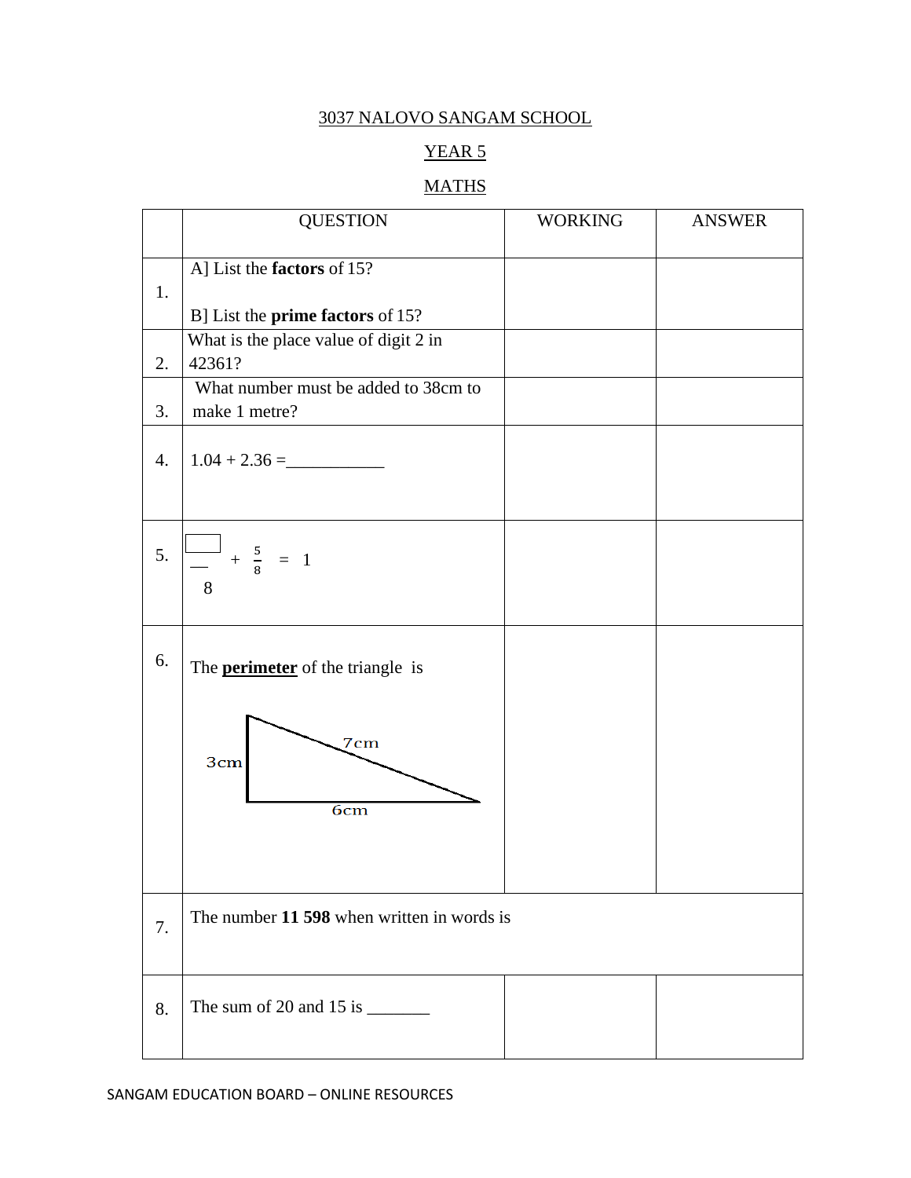3037 NALOVO SANGAM SCHOOL

YEAR 5

MATHS

| | QUESTION | WORKING | ANSWER |
|---|---|---|---|
| 1. | A] List the **factors** of 15?<br><br>B] List the **prime factors** of 15? | | |
| 2. | What is the place value of digit 2 in 42361? | | |
| 3. | What number must be added to 38cm to make 1 metre? | | |
| 4. | 1.04 + 2.36 =___________ | | |
| 5. | $\frac{\square}{8} + \frac{5}{8} = 1$ | | |
| 6. | The **perimeter** of the triangle is<br><br>(Triangle with sides 3cm, 6cm, 7cm) | | |
| 7. | The number **11 598** when written in words is | | |
| 8. | The sum of 20 and 15 is _______ | | |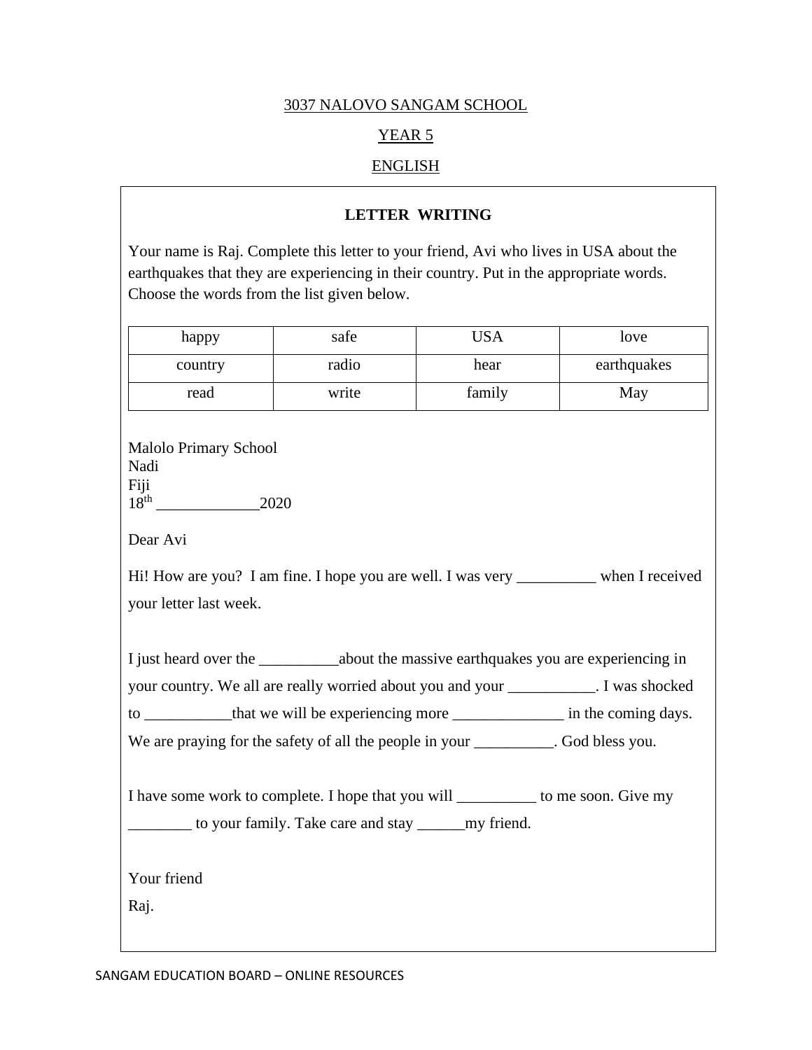3037 NALOVO SANGAM SCHOOL

YEAR 5

ENGLISH

## LETTER WRITING

Your name is Raj. Complete this letter to your friend, Avi who lives in USA about the earthquakes that they are experiencing in their country. Put in the appropriate words. Choose the words from the list given below.

| happy | safe | USA | love |
|---|---|---|---|
| country | radio | hear | earthquakes |
| read | write | family | May |

Malolo Primary School
Nadi
Fiji
18th _____________2020

Dear Avi

Hi! How are you? I am fine. I hope you are well. I was very __________ when I received your letter last week.

I just heard over the __________about the massive earthquakes you are experiencing in your country. We all are really worried about you and your ___________. I was shocked to ___________that we will be experiencing more ______________ in the coming days. We are praying for the safety of all the people in your __________. God bless you.

I have some work to complete. I hope that you will __________ to me soon. Give my ________ to your family. Take care and stay ______my friend.

Your friend

Raj.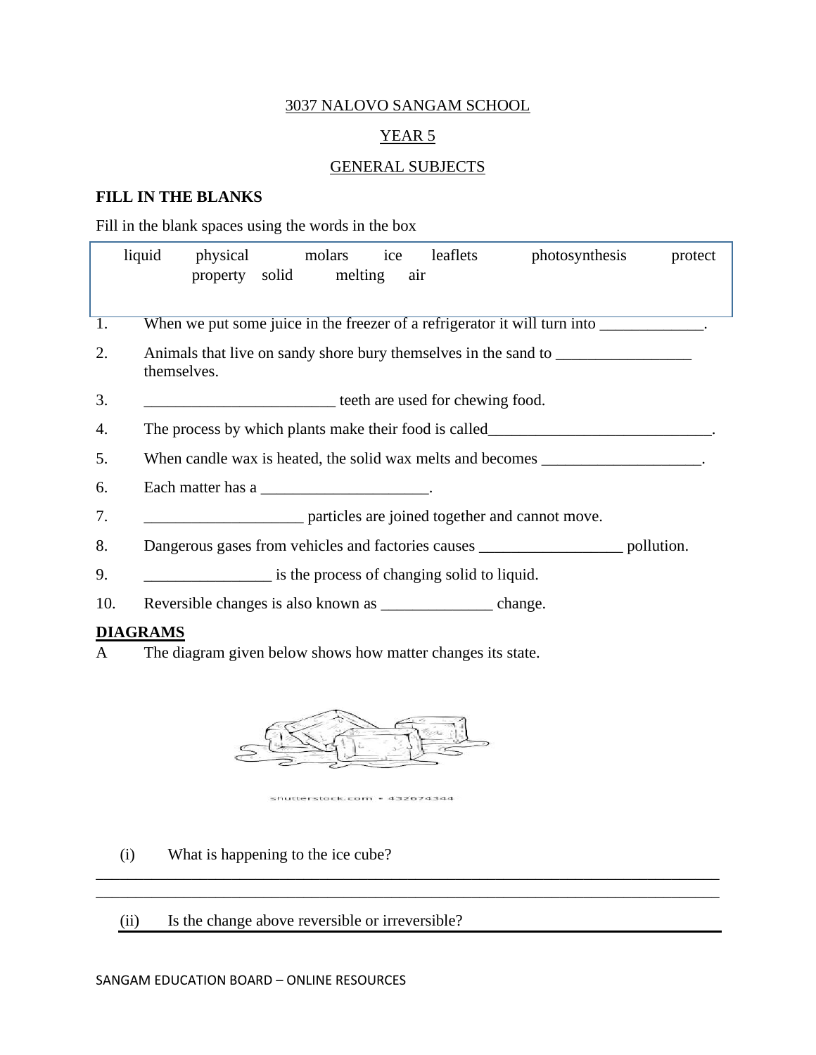3037 NALOVO SANGAM SCHOOL

YEAR 5

GENERAL SUBJECTS

**FILL IN THE BLANKS**

Fill in the blank spaces using the words in the box

| liquid | physical | molars | ice | leaflets | photosynthesis | protect |
|---|---|---|---|---|---|---|
| | property | solid | melting | air | | |

1. When we put some juice in the freezer of a refrigerator it will turn into _____________.
2. Animals that live on sandy shore bury themselves in the sand to _________________ themselves.
3. ________________________ teeth are used for chewing food.
4. The process by which plants make their food is called____________________________.
5. When candle wax is heated, the solid wax melts and becomes ____________________.
6. Each matter has a _____________________.
7. ____________________ particles are joined together and cannot move.
8. Dangerous gases from vehicles and factories causes __________________ pollution.
9. ________________ is the process of changing solid to liquid.
10. Reversible changes is also known as ______________ change.

**DIAGRAMS**

A The diagram given below shows how matter changes its state.

shutterstock.com • 432674344

(i) What is happening to the ice cube?

_______________________________________________________________________________

_______________________________________________________________________________

(ii) Is the change above reversible or irreversible?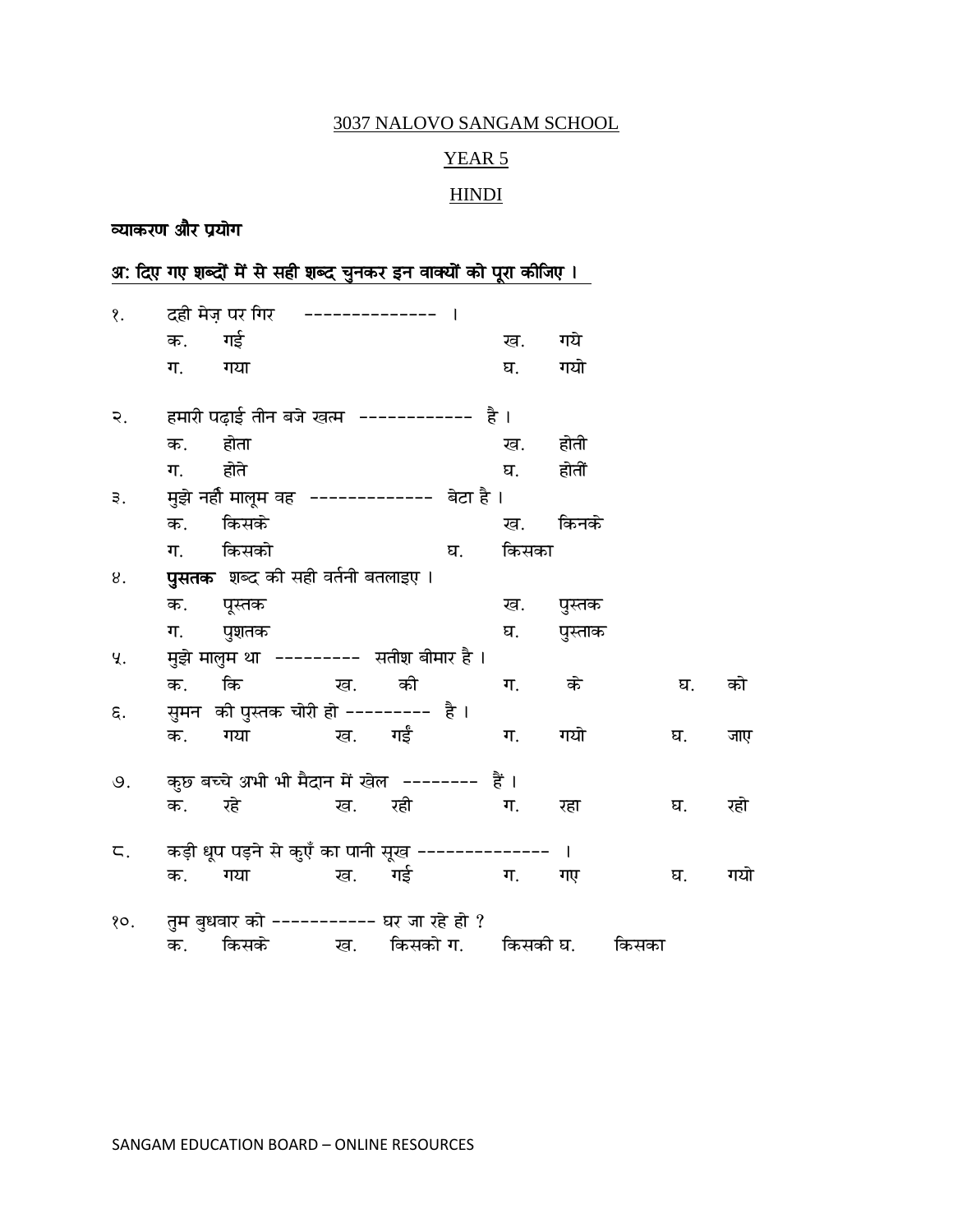3037 NALOVO SANGAM SCHOOL

YEAR 5

HINDI

**व्याकरण और प्रयोग**

**अ: दिए गए शब्दों में से सही शब्द चुनकर इन वाक्यों को पूरा कीजिए ।**

१. दही मेज़ पर गिर -------------- ।
   क. गई   ख. गये
   ग. गया   घ. गयो

२. हमारी पढ़ाई तीन बजे खत्म ------------ है ।
   क. होता   ख. होती
   ग. होते   घ. होतीं

३. मुझे नहीं मालूम वह ------------- बेटा है ।
   क. किसके   ख. किनके
   ग. किसको   घ. किसका

४. **पुसतक** शब्द की सही वर्तनी बतलाइए ।
   क. पूस्तक   ख. पुस्तक
   ग. पुशतक   घ. पुस्ताक

५. मुझे मालुम था --------- सतीश बीमार है ।
   क. कि   ख. की   ग. के   घ. को

६. सुमन की पुस्तक चोरी हो --------- है ।
   क. गया   ख. गईं   ग. गयो   घ. जाए

७. कुछ बच्चे अभी भी मैदान में खेल -------- हैं ।
   क. रहे   ख. रही   ग. रहा   घ. रहो

८. कड़ी धूप पड़ने से कुएँ का पानी सूख -------------- ।
   क. गया   ख. गई   ग. गए   घ. गयो

१०. तुम बुधवार को ----------- घर जा रहे हो ?
   क. किसके   ख. किसको   ग. किसकी   घ. किसका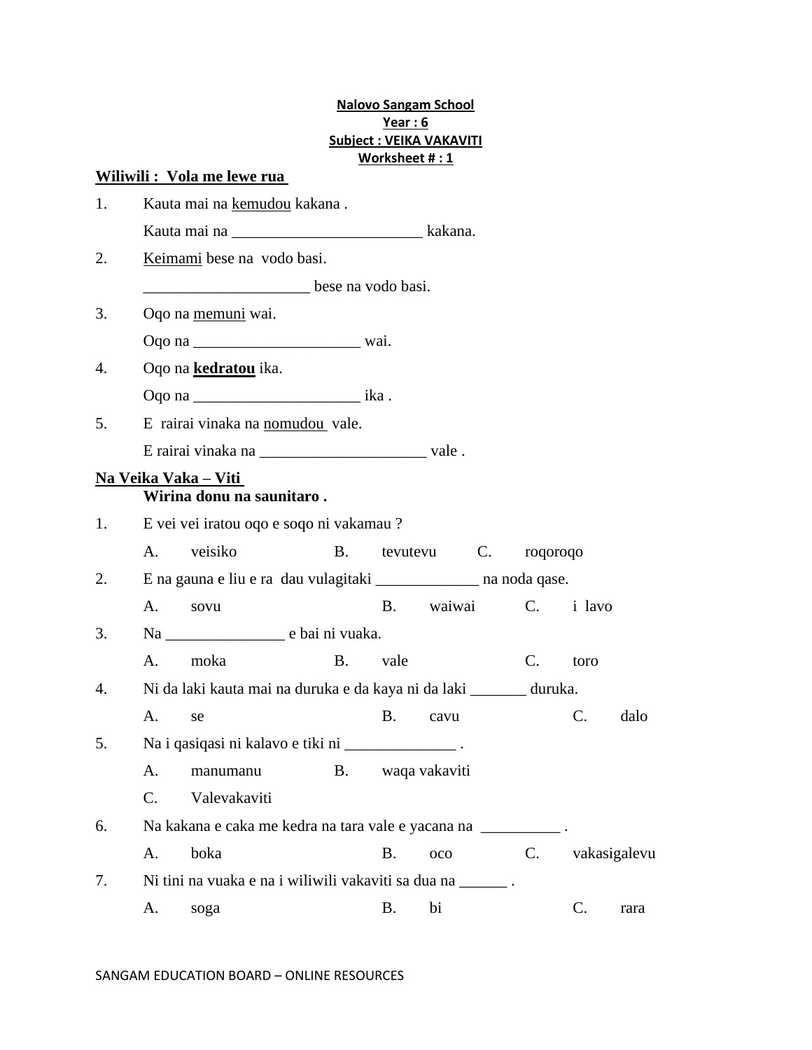**Nalovo Sangam School**
**Year : 6**
**Subject : VEIKA VAKAVITI**
**Worksheet # : 1**

**Wiliwili : Vola me lewe rua**

1. Kauta mai na kemudou kakana .

   Kauta mai na ________________________ kakana.

2. Keimami bese na vodo basi.

   _____________________ bese na vodo basi.

3. Oqo na memuni wai.

   Oqo na _____________________ wai.

4. Oqo na **kedratou** ika.

   Oqo na _____________________ ika .

5. E rairai vinaka na nomudou vale.

   E rairai vinaka na _____________________ vale .

**Na Veika Vaka – Viti**

**Wirina donu na saunitaro .**

1. E vei vei iratou oqo e soqo ni vakamau ?

   A. veisiko B. tevutevu C. roqoroqo

2. E na gauna e liu e ra dau vulagitaki _____________ na noda qase.

   A. sovu B. waiwai C. i lavo

3. Na _______________ e bai ni vuaka.

   A. moka B. vale C. toro

4. Ni da laki kauta mai na duruka e da kaya ni da laki _______ duruka.

   A. se B. cavu C. dalo

5. Na i qasiqasi ni kalavo e tiki ni ______________ .

   A. manumanu B. waqa vakaviti

   C. Valevakaviti

6. Na kakana e caka me kedra na tara vale e yacana na __________ .

   A. boka B. oco C. vakasigalevu

7. Ni tini na vuaka e na i wiliwili vakaviti sa dua na ______ .

   A. soga B. bi C. rara